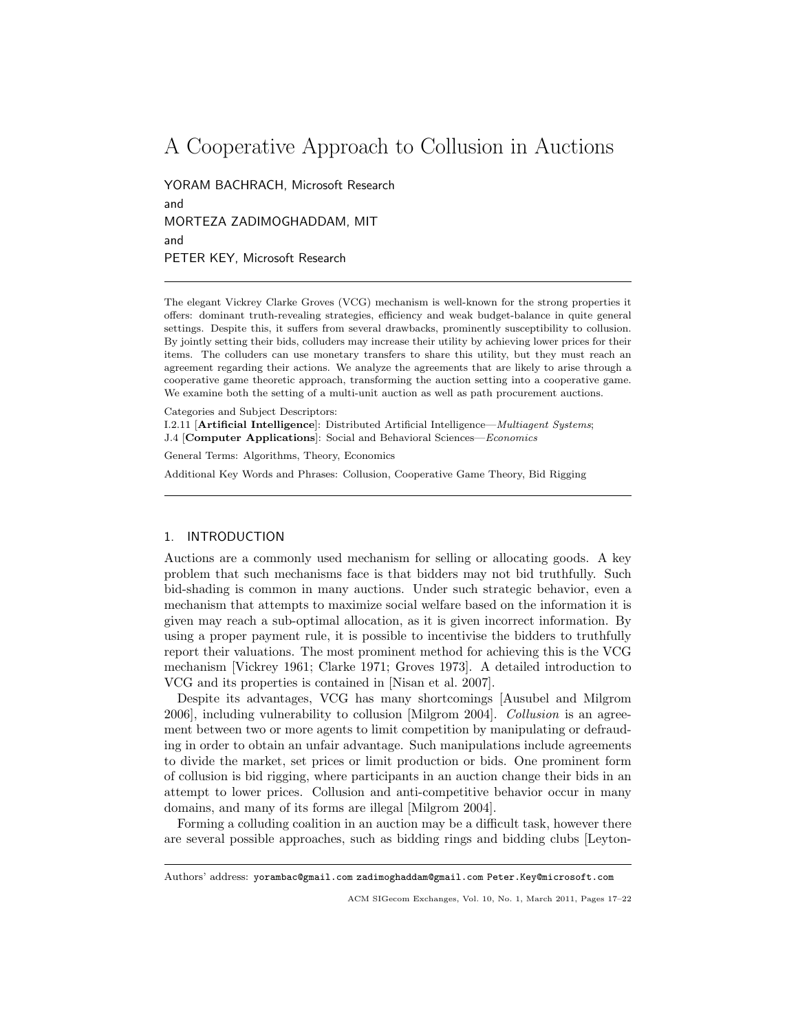# A Cooperative Approach to Collusion in Auctions

YORAM BACHRACH, Microsoft Research

and

MORTEZA ZADIMOGHADDAM, MIT

and

PETER KEY, Microsoft Research

---

The elegant Vickrey Clarke Groves (VCG) mechanism is well-known for the strong properties it offers: dominant truth-revealing strategies, efficiency and weak budget-balance in quite general settings. Despite this, it suffers from several drawbacks, prominently susceptibility to collusion. By jointly setting their bids, colluders may increase their utility by achieving lower prices for their items. The colluders can use monetary transfers to share this utility, but they must reach an agreement regarding their actions. We analyze the agreements that are likely to arise through a cooperative game theoretic approach, transforming the auction setting into a cooperative game. We examine both the setting of a multi-unit auction as well as path procurement auctions.

Categories and Subject Descriptors:
I.2.11 [**Artificial Intelligence**]: Distributed Artificial Intelligence—*Multiagent Systems*;
J.4 [**Computer Applications**]: Social and Behavioral Sciences—*Economics*

General Terms: Algorithms, Theory, Economics

Additional Key Words and Phrases: Collusion, Cooperative Game Theory, Bid Rigging

---

## 1. INTRODUCTION

Auctions are a commonly used mechanism for selling or allocating goods. A key problem that such mechanisms face is that bidders may not bid truthfully. Such bid-shading is common in many auctions. Under such strategic behavior, even a mechanism that attempts to maximize social welfare based on the information it is given may reach a sub-optimal allocation, as it is given incorrect information. By using a proper payment rule, it is possible to incentivise the bidders to truthfully report their valuations. The most prominent method for achieving this is the VCG mechanism [Vickrey 1961; Clarke 1971; Groves 1973]. A detailed introduction to VCG and its properties is contained in [Nisan et al. 2007].

Despite its advantages, VCG has many shortcomings [Ausubel and Milgrom 2006], including vulnerability to collusion [Milgrom 2004]. *Collusion* is an agreement between two or more agents to limit competition by manipulating or defrauding in order to obtain an unfair advantage. Such manipulations include agreements to divide the market, set prices or limit production or bids. One prominent form of collusion is bid rigging, where participants in an auction change their bids in an attempt to lower prices. Collusion and anti-competitive behavior occur in many domains, and many of its forms are illegal [Milgrom 2004].

Forming a colluding coalition in an auction may be a difficult task, however there are several possible approaches, such as bidding rings and bidding clubs [Leyton-

---

Authors' address: yorambac@gmail.com zadimoghaddam@gmail.com Peter.Key@microsoft.com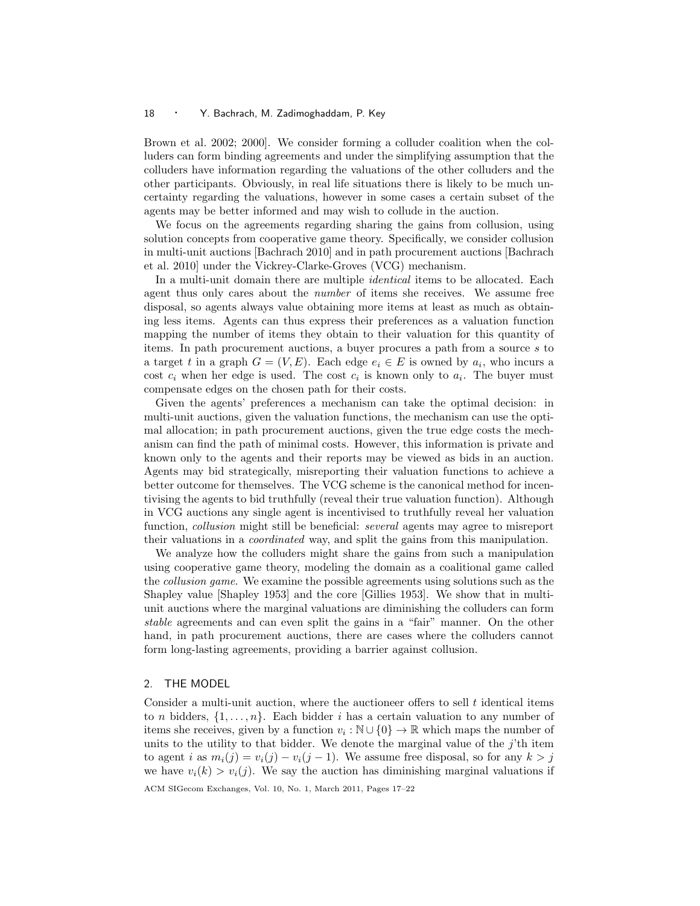Brown et al. 2002; 2000]. We consider forming a colluder coalition when the colluders can form binding agreements and under the simplifying assumption that the colluders have information regarding the valuations of the other colluders and the other participants. Obviously, in real life situations there is likely to be much uncertainty regarding the valuations, however in some cases a certain subset of the agents may be better informed and may wish to collude in the auction.

We focus on the agreements regarding sharing the gains from collusion, using solution concepts from cooperative game theory. Specifically, we consider collusion in multi-unit auctions [Bachrach 2010] and in path procurement auctions [Bachrach et al. 2010] under the Vickrey-Clarke-Groves (VCG) mechanism.

In a multi-unit domain there are multiple *identical* items to be allocated. Each agent thus only cares about the *number* of items she receives. We assume free disposal, so agents always value obtaining more items at least as much as obtaining less items. Agents can thus express their preferences as a valuation function mapping the number of items they obtain to their valuation for this quantity of items. In path procurement auctions, a buyer procures a path from a source $s$ to a target $t$ in a graph $G = (V, E)$. Each edge $e_i \in E$ is owned by $a_i$, who incurs a cost $c_i$ when her edge is used. The cost $c_i$ is known only to $a_i$. The buyer must compensate edges on the chosen path for their costs.

Given the agents' preferences a mechanism can take the optimal decision: in multi-unit auctions, given the valuation functions, the mechanism can use the optimal allocation; in path procurement auctions, given the true edge costs the mechanism can find the path of minimal costs. However, this information is private and known only to the agents and their reports may be viewed as bids in an auction. Agents may bid strategically, misreporting their valuation functions to achieve a better outcome for themselves. The VCG scheme is the canonical method for incentivising the agents to bid truthfully (reveal their true valuation function). Although in VCG auctions any single agent is incentivised to truthfully reveal her valuation function, *collusion* might still be beneficial: *several* agents may agree to misreport their valuations in a *coordinated* way, and split the gains from this manipulation.

We analyze how the colluders might share the gains from such a manipulation using cooperative game theory, modeling the domain as a coalitional game called the *collusion game*. We examine the possible agreements using solutions such as the Shapley value [Shapley 1953] and the core [Gillies 1953]. We show that in multi-unit auctions where the marginal valuations are diminishing the colluders can form *stable* agreements and can even split the gains in a "fair" manner. On the other hand, in path procurement auctions, there are cases where the colluders cannot form long-lasting agreements, providing a barrier against collusion.

## 2. THE MODEL

Consider a multi-unit auction, where the auctioneer offers to sell $t$ identical items to $n$ bidders, $\{1, \ldots, n\}$. Each bidder $i$ has a certain valuation to any number of items she receives, given by a function $v_i : \mathbb{N} \cup \{0\} \to \mathbb{R}$ which maps the number of units to the utility to that bidder. We denote the marginal value of the $j$'th item to agent $i$ as $m_i(j) = v_i(j) - v_i(j-1)$. We assume free disposal, so for any $k > j$ we have $v_i(k) > v_i(j)$. We say the auction has diminishing marginal valuations if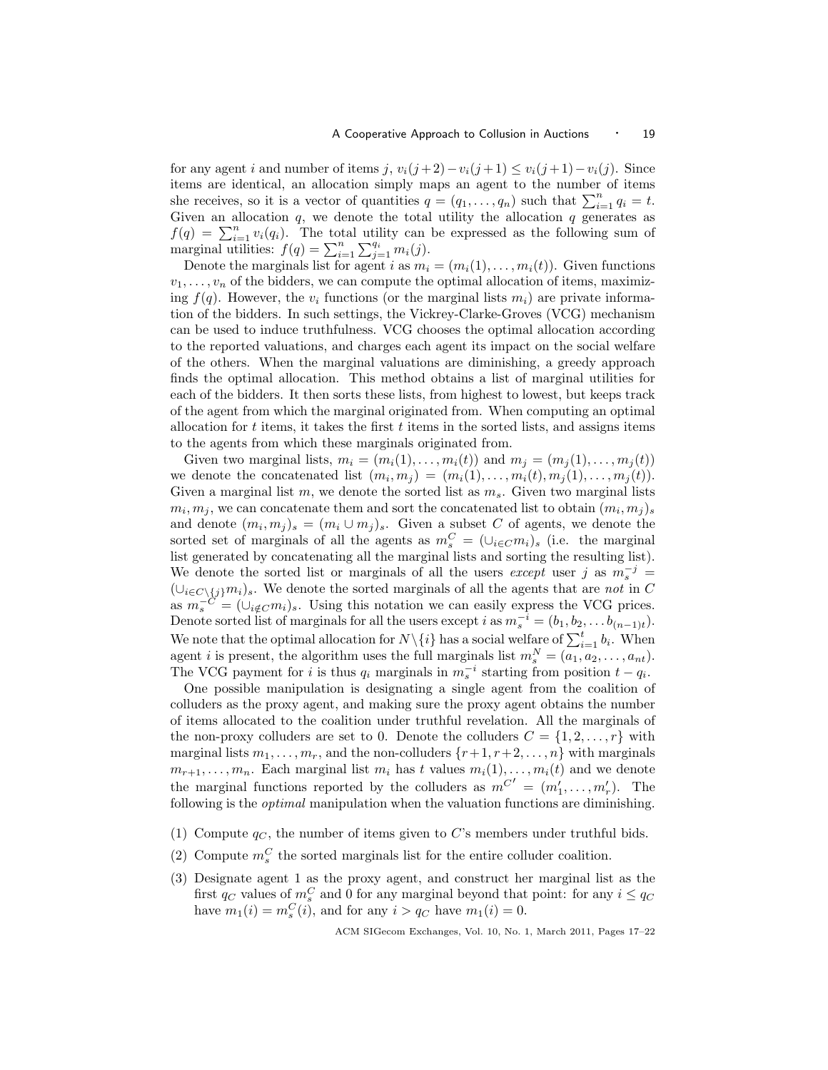for any agent $i$ and number of items $j$, $v_i(j+2) - v_i(j+1) \leq v_i(j+1) - v_i(j)$. Since items are identical, an allocation simply maps an agent to the number of items she receives, so it is a vector of quantities $q = (q_1, \ldots, q_n)$ such that $\sum_{i=1}^{n} q_i = t$. Given an allocation $q$, we denote the total utility the allocation $q$ generates as $f(q) = \sum_{i=1}^{n} v_i(q_i)$. The total utility can be expressed as the following sum of marginal utilities: $f(q) = \sum_{i=1}^{n} \sum_{j=1}^{q_i} m_i(j)$.

Denote the marginals list for agent $i$ as $m_i = (m_i(1), \ldots, m_i(t))$. Given functions $v_1, \ldots, v_n$ of the bidders, we can compute the optimal allocation of items, maximizing $f(q)$. However, the $v_i$ functions (or the marginal lists $m_i$) are private information of the bidders. In such settings, the Vickrey-Clarke-Groves (VCG) mechanism can be used to induce truthfulness. VCG chooses the optimal allocation according to the reported valuations, and charges each agent its impact on the social welfare of the others. When the marginal valuations are diminishing, a greedy approach finds the optimal allocation. This method obtains a list of marginal utilities for each of the bidders. It then sorts these lists, from highest to lowest, but keeps track of the agent from which the marginal originated from. When computing an optimal allocation for $t$ items, it takes the first $t$ items in the sorted lists, and assigns items to the agents from which these marginals originated from.

Given two marginal lists, $m_i = (m_i(1), \ldots, m_i(t))$ and $m_j = (m_j(1), \ldots, m_j(t))$ we denote the concatenated list $(m_i, m_j) = (m_i(1), \ldots, m_i(t), m_j(1), \ldots, m_j(t))$. Given a marginal list $m$, we denote the sorted list as $m_s$. Given two marginal lists $m_i, m_j$, we can concatenate them and sort the concatenated list to obtain $(m_i, m_j)_s$ and denote $(m_i, m_j)_s = (m_i \cup m_j)_s$. Given a subset $C$ of agents, we denote the sorted set of marginals of all the agents as $m_s^C = (\cup_{i \in C} m_i)_s$ (i.e. the marginal list generated by concatenating all the marginal lists and sorting the resulting list). We denote the sorted list or marginals of all the users *except* user $j$ as $m_s^{-j} = (\cup_{i \in C \setminus \{j\}} m_i)_s$. We denote the sorted marginals of all the agents that are *not* in $C$ as $m_s^{-C} = (\cup_{i \notin C} m_i)_s$. Using this notation we can easily express the VCG prices. Denote sorted list of marginals for all the users except $i$ as $m_s^{-i} = (b_1, b_2, \ldots b_{(n-1)t})$. We note that the optimal allocation for $N \setminus \{i\}$ has a social welfare of $\sum_{i=1}^{t} b_i$. When agent $i$ is present, the algorithm uses the full marginals list $m_s^N = (a_1, a_2, \ldots, a_{nt})$. The VCG payment for $i$ is thus $q_i$ marginals in $m_s^{-i}$ starting from position $t - q_i$.

One possible manipulation is designating a single agent from the coalition of colluders as the proxy agent, and making sure the proxy agent obtains the number of items allocated to the coalition under truthful revelation. All the marginals of the non-proxy colluders are set to 0. Denote the colluders $C = \{1, 2, \ldots, r\}$ with marginal lists $m_1, \ldots, m_r$, and the non-colluders $\{r+1, r+2, \ldots, n\}$ with marginals $m_{r+1}, \ldots, m_n$. Each marginal list $m_i$ has $t$ values $m_i(1), \ldots, m_i(t)$ and we denote the marginal functions reported by the colluders as $m^{C'} = (m'_1, \ldots, m'_r)$. The following is the *optimal* manipulation when the valuation functions are diminishing.

(1) Compute $q_C$, the number of items given to $C$'s members under truthful bids.

(2) Compute $m_s^C$ the sorted marginals list for the entire colluder coalition.

(3) Designate agent 1 as the proxy agent, and construct her marginal list as the first $q_C$ values of $m_s^C$ and 0 for any marginal beyond that point: for any $i \leq q_C$ have $m_1(i) = m_s^C(i)$, and for any $i > q_C$ have $m_1(i) = 0$.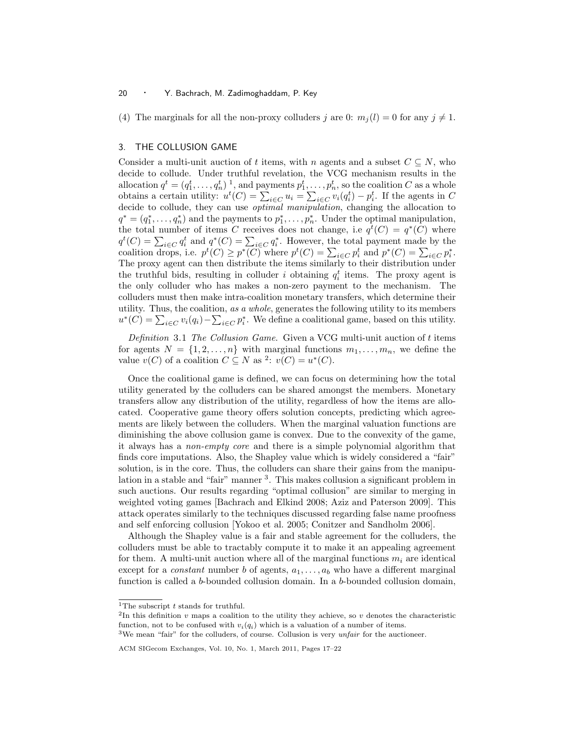(4) The marginals for all the non-proxy colluders $j$ are 0: $m_j(l) = 0$ for any $j \neq 1$.

## 3. THE COLLUSION GAME

Consider a multi-unit auction of $t$ items, with $n$ agents and a subset $C \subseteq N$, who decide to collude. Under truthful revelation, the VCG mechanism results in the allocation $q^t = (q_1^t, \ldots, q_n^t)$ [1], and payments $p_1^t, \ldots, p_n^t$, so the coalition $C$ as a whole obtains a certain utility: $u^t(C) = \sum_{i \in C} u_i = \sum_{i \in C} v_i(q_i^t) - p_i^t$. If the agents in $C$ decide to collude, they can use *optimal manipulation*, changing the allocation to $q^* = (q_1^*, \ldots, q_n^*)$ and the payments to $p_1^*, \ldots, p_n^*$. Under the optimal manipulation, the total number of items $C$ receives does not change, i.e $q^t(C) = q^*(C)$ where $q^t(C) = \sum_{i \in C} q_i^t$ and $q^*(C) = \sum_{i \in C} q_i^*$. However, the total payment made by the coalition drops, i.e. $p^t(C) \geq p^*(C)$ where $p^t(C) = \sum_{i \in C} p_i^t$ and $p^*(C) = \sum_{i \in C} p_i^*$. The proxy agent can then distribute the items similarly to their distribution under the truthful bids, resulting in colluder $i$ obtaining $q_i^t$ items. The proxy agent is the only colluder who has makes a non-zero payment to the mechanism. The colluders must then make intra-coalition monetary transfers, which determine their utility. Thus, the coalition, *as a whole*, generates the following utility to its members $u^*(C) = \sum_{i \in C} v_i(q_i) - \sum_{i \in C} p_i^*$. We define a coalitional game, based on this utility.

*Definition* 3.1 *The Collusion Game*. Given a VCG multi-unit auction of $t$ items for agents $N = \{1, 2, \ldots, n\}$ with marginal functions $m_1, \ldots, m_n$, we define the value $v(C)$ of a coalition $C \subseteq N$ as [2]: $v(C) = u^*(C)$.

Once the coalitional game is defined, we can focus on determining how the total utility generated by the colluders can be shared amongst the members. Monetary transfers allow any distribution of the utility, regardless of how the items are allocated. Cooperative game theory offers solution concepts, predicting which agreements are likely between the colluders. When the marginal valuation functions are diminishing the above collusion game is convex. Due to the convexity of the game, it always has a *non-empty core* and there is a simple polynomial algorithm that finds core imputations. Also, the Shapley value which is widely considered a "fair" solution, is in the core. Thus, the colluders can share their gains from the manipulation in a stable and "fair" manner [3]. This makes collusion a significant problem in such auctions. Our results regarding "optimal collusion" are similar to merging in weighted voting games [Bachrach and Elkind 2008; Aziz and Paterson 2009]. This attack operates similarly to the techniques discussed regarding false name proofness and self enforcing collusion [Yokoo et al. 2005; Conitzer and Sandholm 2006].

Although the Shapley value is a fair and stable agreement for the colluders, the colluders must be able to tractably compute it to make it an appealing agreement for them. A multi-unit auction where all of the marginal functions $m_i$ are identical except for a *constant* number $b$ of agents, $a_1, \ldots, a_b$ who have a different marginal function is called a $b$-bounded collusion domain. In a $b$-bounded collusion domain,

---

[1] The subscript $t$ stands for truthful.

[2] In this definition $v$ maps a coalition to the utility they achieve, so $v$ denotes the characteristic function, not to be confused with $v_i(q_i)$ which is a valuation of a number of items.

[3] We mean "fair" for the colluders, of course. Collusion is very *unfair* for the auctioneer.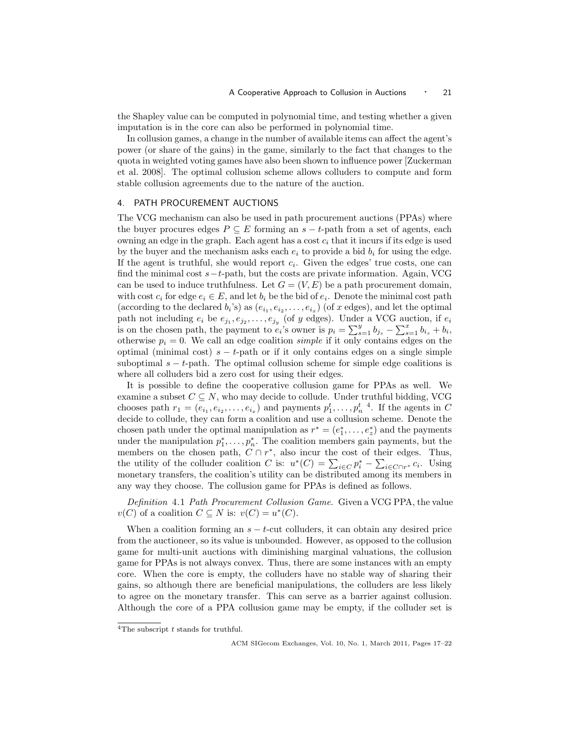the Shapley value can be computed in polynomial time, and testing whether a given imputation is in the core can also be performed in polynomial time.

In collusion games, a change in the number of available items can affect the agent's power (or share of the gains) in the game, similarly to the fact that changes to the quota in weighted voting games have also been shown to influence power [Zuckerman et al. 2008]. The optimal collusion scheme allows colluders to compute and form stable collusion agreements due to the nature of the auction.

## 4. PATH PROCUREMENT AUCTIONS

The VCG mechanism can also be used in path procurement auctions (PPAs) where the buyer procures edges $P \subseteq E$ forming an $s-t$-path from a set of agents, each owning an edge in the graph. Each agent has a cost $c_i$ that it incurs if its edge is used by the buyer and the mechanism asks each $e_i$ to provide a bid $b_i$ for using the edge. If the agent is truthful, she would report $c_i$. Given the edges' true costs, one can find the minimal cost $s-t$-path, but the costs are private information. Again, VCG can be used to induce truthfulness. Let $G = (V, E)$ be a path procurement domain, with cost $c_i$ for edge $e_i \in E$, and let $b_i$ be the bid of $e_i$. Denote the minimal cost path (according to the declared $b_i$'s) as $(e_{i_1}, e_{i_2}, \ldots, e_{i_x})$ (of $x$ edges), and let the optimal path not including $e_i$ be $e_{j_1}, e_{j_2}, \ldots, e_{j_y}$ (of $y$ edges). Under a VCG auction, if $e_i$ is on the chosen path, the payment to $e_i$'s owner is $p_i = \sum_{s=1}^{y} b_{j_s} - \sum_{s=1}^{x} b_{i_s} + b_i$, otherwise $p_i = 0$. We call an edge coalition *simple* if it only contains edges on the optimal (minimal cost) $s-t$-path or if it only contains edges on a single simple suboptimal $s-t$-path. The optimal collusion scheme for simple edge coalitions is where all colluders bid a zero cost for using their edges.

It is possible to define the cooperative collusion game for PPAs as well. We examine a subset $C \subseteq N$, who may decide to collude. Under truthful bidding, VCG chooses path $r_1 = (e_{i_1}, e_{i_2}, \ldots, e_{i_x})$ and payments $p_1^t, \ldots, p_n^t$ [4]. If the agents in $C$ decide to collude, they can form a coalition and use a collusion scheme. Denote the chosen path under the optimal manipulation as $r^* = (e_1^*, \ldots, e_z^*)$ and the payments under the manipulation $p_1^*, \ldots, p_n^*$. The coalition members gain payments, but the members on the chosen path, $C \cap r^*$, also incur the cost of their edges. Thus, the utility of the colluder coalition $C$ is: $u^*(C) = \sum_{i \in C} p_i^* - \sum_{i \in C \cap r^*} c_i$. Using monetary transfers, the coalition's utility can be distributed among its members in any way they choose. The collusion game for PPAs is defined as follows.

*Definition* 4.1 *Path Procurement Collusion Game.* Given a VCG PPA, the value $v(C)$ of a coalition $C \subseteq N$ is: $v(C) = u^*(C)$.

When a coalition forming an $s-t$-cut colluders, it can obtain any desired price from the auctioneer, so its value is unbounded. However, as opposed to the collusion game for multi-unit auctions with diminishing marginal valuations, the collusion game for PPAs is not always convex. Thus, there are some instances with an empty core. When the core is empty, the colluders have no stable way of sharing their gains, so although there are beneficial manipulations, the colluders are less likely to agree on the monetary transfer. This can serve as a barrier against collusion. Although the core of a PPA collusion game may be empty, if the colluder set is

[4] The subscript $t$ stands for truthful.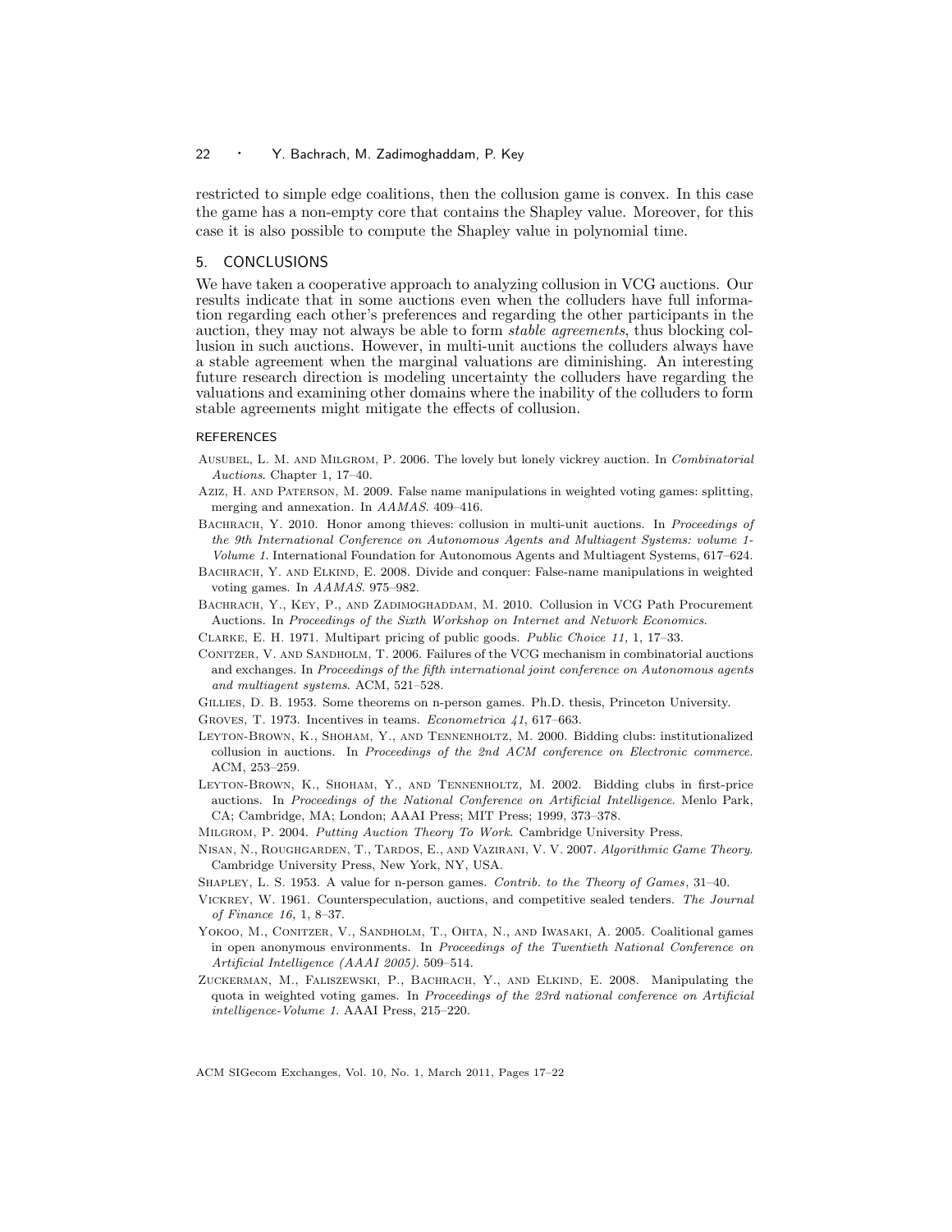restricted to simple edge coalitions, then the collusion game is convex. In this case the game has a non-empty core that contains the Shapley value. Moreover, for this case it is also possible to compute the Shapley value in polynomial time.

## 5. CONCLUSIONS

We have taken a cooperative approach to analyzing collusion in VCG auctions. Our results indicate that in some auctions even when the colluders have full information regarding each other's preferences and regarding the other participants in the auction, they may not always be able to form *stable agreements*, thus blocking collusion in such auctions. However, in multi-unit auctions the colluders always have a stable agreement when the marginal valuations are diminishing. An interesting future research direction is modeling uncertainty the colluders have regarding the valuations and examining other domains where the inability of the colluders to form stable agreements might mitigate the effects of collusion.

## REFERENCES

Ausubel, L. M. and Milgrom, P. 2006. The lovely but lonely vickrey auction. In *Combinatorial Auctions*. Chapter 1, 17–40.

Aziz, H. and Paterson, M. 2009. False name manipulations in weighted voting games: splitting, merging and annexation. In *AAMAS*. 409–416.

Bachrach, Y. 2010. Honor among thieves: collusion in multi-unit auctions. In *Proceedings of the 9th International Conference on Autonomous Agents and Multiagent Systems: volume 1-Volume 1*. International Foundation for Autonomous Agents and Multiagent Systems, 617–624.

Bachrach, Y. and Elkind, E. 2008. Divide and conquer: False-name manipulations in weighted voting games. In *AAMAS*. 975–982.

Bachrach, Y., Key, P., and Zadimoghaddam, M. 2010. Collusion in VCG Path Procurement Auctions. In *Proceedings of the Sixth Workshop on Internet and Network Economics*.

Clarke, E. H. 1971. Multipart pricing of public goods. *Public Choice 11,* 1, 17–33.

Conitzer, V. and Sandholm, T. 2006. Failures of the VCG mechanism in combinatorial auctions and exchanges. In *Proceedings of the fifth international joint conference on Autonomous agents and multiagent systems*. ACM, 521–528.

Gillies, D. B. 1953. Some theorems on n-person games. Ph.D. thesis, Princeton University.

Groves, T. 1973. Incentives in teams. *Econometrica 41*, 617–663.

Leyton-Brown, K., Shoham, Y., and Tennenholtz, M. 2000. Bidding clubs: institutionalized collusion in auctions. In *Proceedings of the 2nd ACM conference on Electronic commerce*. ACM, 253–259.

Leyton-Brown, K., Shoham, Y., and Tennenholtz, M. 2002. Bidding clubs in first-price auctions. In *Proceedings of the National Conference on Artificial Intelligence*. Menlo Park, CA; Cambridge, MA; London; AAAI Press; MIT Press; 1999, 373–378.

Milgrom, P. 2004. *Putting Auction Theory To Work*. Cambridge University Press.

Nisan, N., Roughgarden, T., Tardos, E., and Vazirani, V. V. 2007. *Algorithmic Game Theory*. Cambridge University Press, New York, NY, USA.

Shapley, L. S. 1953. A value for n-person games. *Contrib. to the Theory of Games*, 31–40.

Vickrey, W. 1961. Counterspeculation, auctions, and competitive sealed tenders. *The Journal of Finance 16,* 1, 8–37.

Yokoo, M., Conitzer, V., Sandholm, T., Ohta, N., and Iwasaki, A. 2005. Coalitional games in open anonymous environments. In *Proceedings of the Twentieth National Conference on Artificial Intelligence (AAAI 2005)*. 509–514.

Zuckerman, M., Faliszewski, P., Bachrach, Y., and Elkind, E. 2008. Manipulating the quota in weighted voting games. In *Proceedings of the 23rd national conference on Artificial intelligence-Volume 1*. AAAI Press, 215–220.